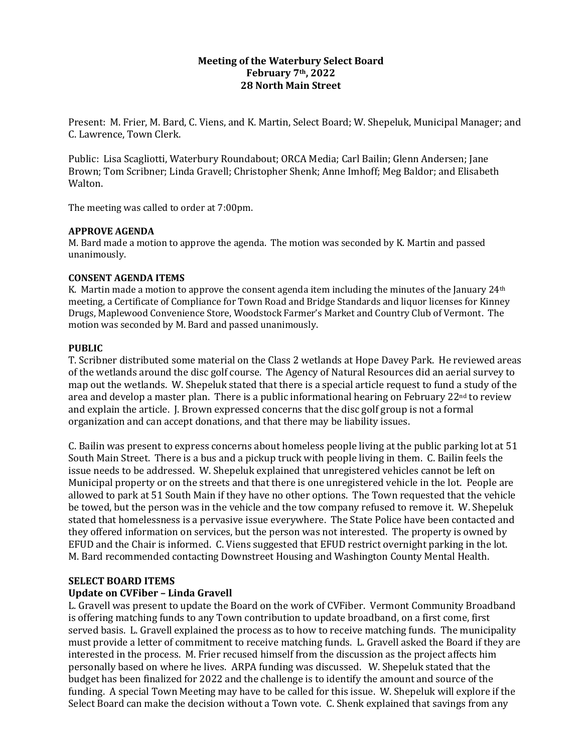**Meeting of the Waterbury Select Board**
**February 7th, 2022**
**28 North Main Street**

Present: M. Frier, M. Bard, C. Viens, and K. Martin, Select Board; W. Shepeluk, Municipal Manager; and C. Lawrence, Town Clerk.

Public: Lisa Scagliotti, Waterbury Roundabout; ORCA Media; Carl Bailin; Glenn Andersen; Jane Brown; Tom Scribner; Linda Gravell; Christopher Shenk; Anne Imhoff; Meg Baldor; and Elisabeth Walton.

The meeting was called to order at 7:00pm.

**APPROVE AGENDA**

M. Bard made a motion to approve the agenda. The motion was seconded by K. Martin and passed unanimously.

**CONSENT AGENDA ITEMS**

K. Martin made a motion to approve the consent agenda item including the minutes of the January 24th meeting, a Certificate of Compliance for Town Road and Bridge Standards and liquor licenses for Kinney Drugs, Maplewood Convenience Store, Woodstock Farmer's Market and Country Club of Vermont. The motion was seconded by M. Bard and passed unanimously.

**PUBLIC**

T. Scribner distributed some material on the Class 2 wetlands at Hope Davey Park. He reviewed areas of the wetlands around the disc golf course. The Agency of Natural Resources did an aerial survey to map out the wetlands. W. Shepeluk stated that there is a special article request to fund a study of the area and develop a master plan. There is a public informational hearing on February 22nd to review and explain the article. J. Brown expressed concerns that the disc golf group is not a formal organization and can accept donations, and that there may be liability issues.

C. Bailin was present to express concerns about homeless people living at the public parking lot at 51 South Main Street. There is a bus and a pickup truck with people living in them. C. Bailin feels the issue needs to be addressed. W. Shepeluk explained that unregistered vehicles cannot be left on Municipal property or on the streets and that there is one unregistered vehicle in the lot. People are allowed to park at 51 South Main if they have no other options. The Town requested that the vehicle be towed, but the person was in the vehicle and the tow company refused to remove it. W. Shepeluk stated that homelessness is a pervasive issue everywhere. The State Police have been contacted and they offered information on services, but the person was not interested. The property is owned by EFUD and the Chair is informed. C. Viens suggested that EFUD restrict overnight parking in the lot. M. Bard recommended contacting Downstreet Housing and Washington County Mental Health.

**SELECT BOARD ITEMS**

**Update on CVFiber – Linda Gravell**

L. Gravell was present to update the Board on the work of CVFiber. Vermont Community Broadband is offering matching funds to any Town contribution to update broadband, on a first come, first served basis. L. Gravell explained the process as to how to receive matching funds. The municipality must provide a letter of commitment to receive matching funds. L. Gravell asked the Board if they are interested in the process. M. Frier recused himself from the discussion as the project affects him personally based on where he lives. ARPA funding was discussed. W. Shepeluk stated that the budget has been finalized for 2022 and the challenge is to identify the amount and source of the funding. A special Town Meeting may have to be called for this issue. W. Shepeluk will explore if the Select Board can make the decision without a Town vote. C. Shenk explained that savings from any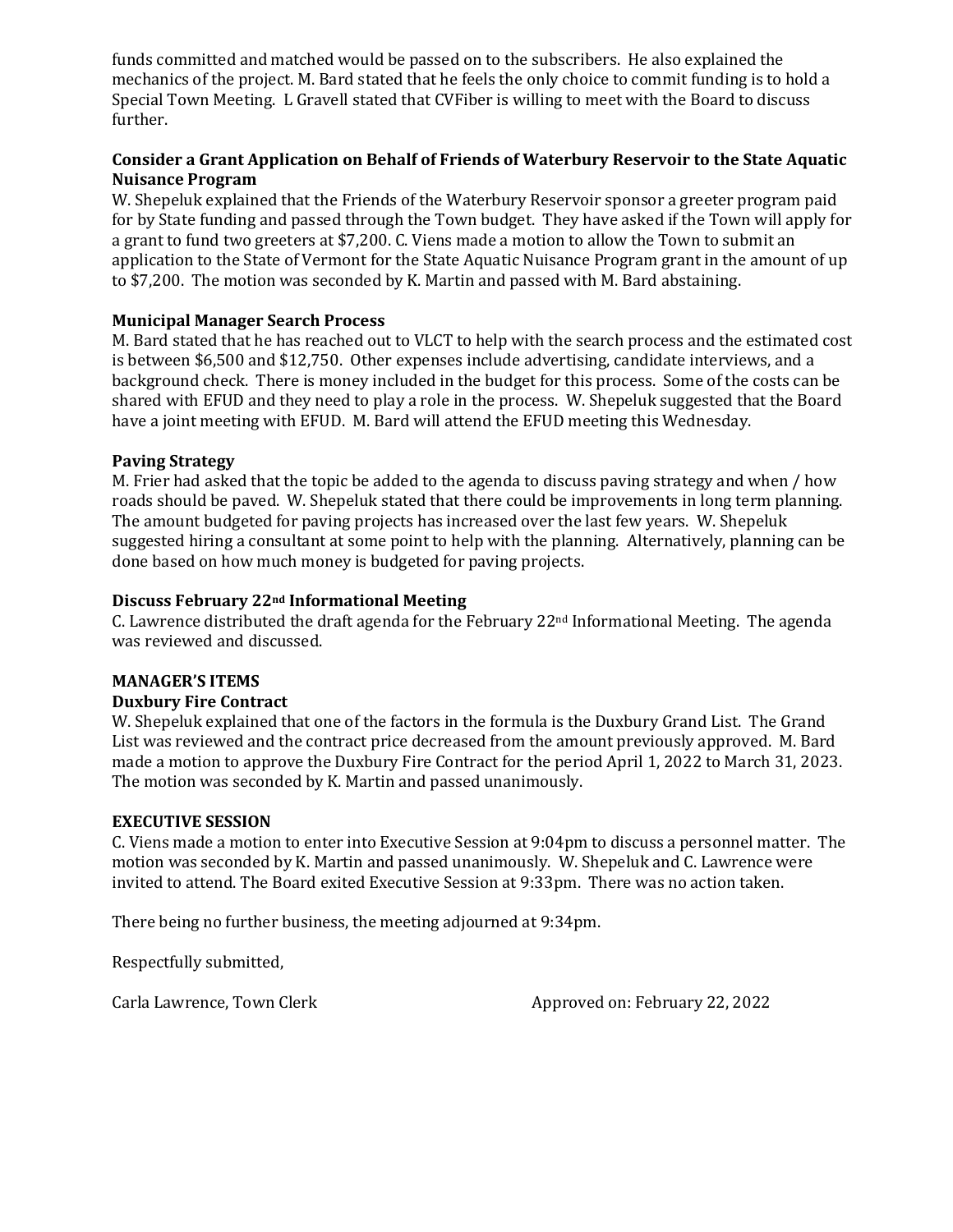funds committed and matched would be passed on to the subscribers. He also explained the mechanics of the project. M. Bard stated that he feels the only choice to commit funding is to hold a Special Town Meeting. L Gravell stated that CVFiber is willing to meet with the Board to discuss further.

**Consider a Grant Application on Behalf of Friends of Waterbury Reservoir to the State Aquatic Nuisance Program**

W. Shepeluk explained that the Friends of the Waterbury Reservoir sponsor a greeter program paid for by State funding and passed through the Town budget. They have asked if the Town will apply for a grant to fund two greeters at $7,200. C. Viens made a motion to allow the Town to submit an application to the State of Vermont for the State Aquatic Nuisance Program grant in the amount of up to $7,200. The motion was seconded by K. Martin and passed with M. Bard abstaining.

**Municipal Manager Search Process**

M. Bard stated that he has reached out to VLCT to help with the search process and the estimated cost is between $6,500 and $12,750. Other expenses include advertising, candidate interviews, and a background check. There is money included in the budget for this process. Some of the costs can be shared with EFUD and they need to play a role in the process. W. Shepeluk suggested that the Board have a joint meeting with EFUD. M. Bard will attend the EFUD meeting this Wednesday.

**Paving Strategy**

M. Frier had asked that the topic be added to the agenda to discuss paving strategy and when / how roads should be paved. W. Shepeluk stated that there could be improvements in long term planning. The amount budgeted for paving projects has increased over the last few years. W. Shepeluk suggested hiring a consultant at some point to help with the planning. Alternatively, planning can be done based on how much money is budgeted for paving projects.

**Discuss February 22nd Informational Meeting**

C. Lawrence distributed the draft agenda for the February 22nd Informational Meeting. The agenda was reviewed and discussed.

**MANAGER'S ITEMS**

**Duxbury Fire Contract**

W. Shepeluk explained that one of the factors in the formula is the Duxbury Grand List. The Grand List was reviewed and the contract price decreased from the amount previously approved. M. Bard made a motion to approve the Duxbury Fire Contract for the period April 1, 2022 to March 31, 2023. The motion was seconded by K. Martin and passed unanimously.

**EXECUTIVE SESSION**

C. Viens made a motion to enter into Executive Session at 9:04pm to discuss a personnel matter. The motion was seconded by K. Martin and passed unanimously. W. Shepeluk and C. Lawrence were invited to attend. The Board exited Executive Session at 9:33pm. There was no action taken.

There being no further business, the meeting adjourned at 9:34pm.

Respectfully submitted,

Carla Lawrence, Town Clerk　　　　　Approved on: February 22, 2022